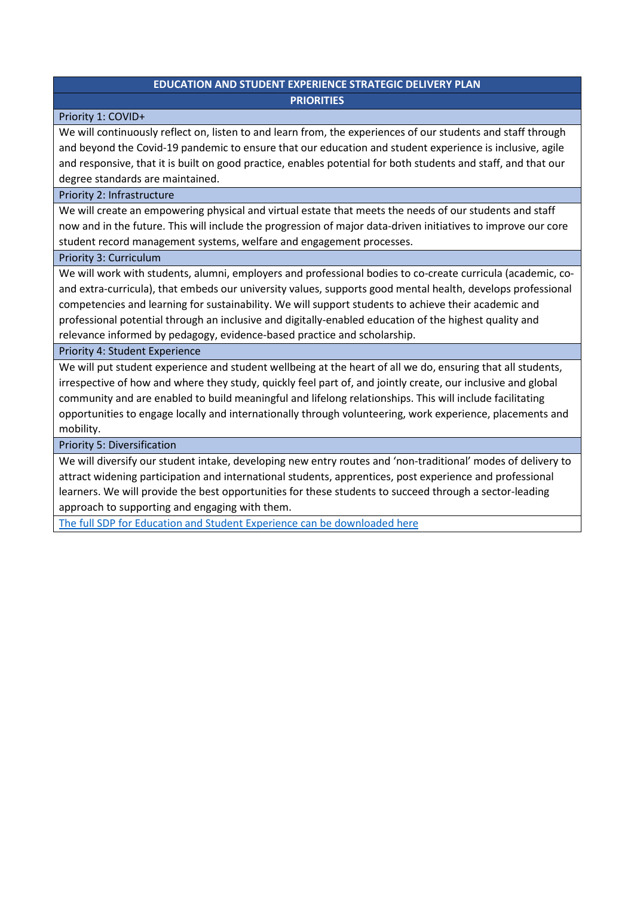# EDUCATION AND STUDENT EXPERIENCE STRATEGIC DELIVERY PLAN

## PRIORITIES

### Priority 1: COVID+

We will continuously reflect on, listen to and learn from, the experiences of our students and staff through and beyond the Covid-19 pandemic to ensure that our education and student experience is inclusive, agile and responsive, that it is built on good practice, enables potential for both students and staff, and that our degree standards are maintained.

### Priority 2: Infrastructure

We will create an empowering physical and virtual estate that meets the needs of our students and staff now and in the future. This will include the progression of major data-driven initiatives to improve our core student record management systems, welfare and engagement processes.

### Priority 3: Curriculum

We will work with students, alumni, employers and professional bodies to co-create curricula (academic, co- and extra-curricula), that embeds our university values, supports good mental health, develops professional competencies and learning for sustainability. We will support students to achieve their academic and professional potential through an inclusive and digitally-enabled education of the highest quality and relevance informed by pedagogy, evidence-based practice and scholarship.

### Priority 4: Student Experience

We will put student experience and student wellbeing at the heart of all we do, ensuring that all students, irrespective of how and where they study, quickly feel part of, and jointly create, our inclusive and global community and are enabled to build meaningful and lifelong relationships. This will include facilitating opportunities to engage locally and internationally through volunteering, work experience, placements and mobility.

### Priority 5: Diversification

We will diversify our student intake, developing new entry routes and 'non-traditional' modes of delivery to attract widening participation and international students, apprentices, post experience and professional learners. We will provide the best opportunities for these students to succeed through a sector-leading approach to supporting and engaging with them.

The full SDP for Education and Student Experience can be downloaded here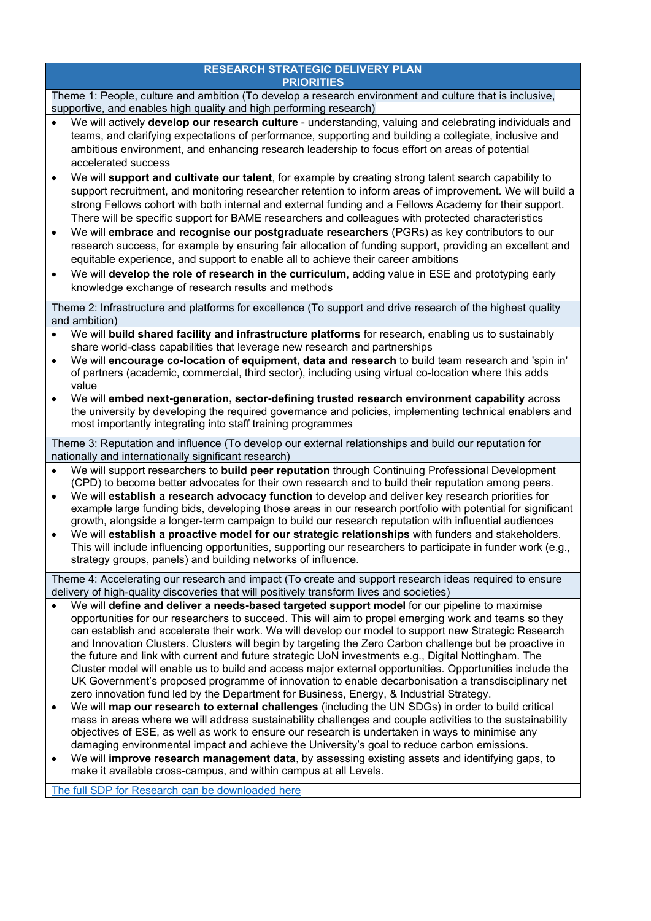## RESEARCH STRATEGIC DELIVERY PLAN

### PRIORITIES

**Theme 1: People, culture and ambition** (To develop a research environment and culture that is inclusive, supportive, and enables high quality and high performing research)

- We will actively **develop our research culture** - understanding, valuing and celebrating individuals and teams, and clarifying expectations of performance, supporting and building a collegiate, inclusive and ambitious environment, and enhancing research leadership to focus effort on areas of potential accelerated success
- We will **support and cultivate our talent**, for example by creating strong talent search capability to support recruitment, and monitoring researcher retention to inform areas of improvement. We will build a strong Fellows cohort with both internal and external funding and a Fellows Academy for their support. There will be specific support for BAME researchers and colleagues with protected characteristics
- We will **embrace and recognise our postgraduate researchers** (PGRs) as key contributors to our research success, for example by ensuring fair allocation of funding support, providing an excellent and equitable experience, and support to enable all to achieve their career ambitions
- We will **develop the role of research in the curriculum**, adding value in ESE and prototyping early knowledge exchange of research results and methods

**Theme 2: Infrastructure and platforms for excellence** (To support and drive research of the highest quality and ambition)

- We will **build shared facility and infrastructure platforms** for research, enabling us to sustainably share world-class capabilities that leverage new research and partnerships
- We will **encourage co-location of equipment, data and research** to build team research and 'spin in' of partners (academic, commercial, third sector), including using virtual co-location where this adds value
- We will **embed next-generation, sector-defining trusted research environment capability** across the university by developing the required governance and policies, implementing technical enablers and most importantly integrating into staff training programmes

**Theme 3: Reputation and influence** (To develop our external relationships and build our reputation for nationally and internationally significant research)

- We will support researchers to **build peer reputation** through Continuing Professional Development (CPD) to become better advocates for their own research and to build their reputation among peers.
- We will **establish a research advocacy function** to develop and deliver key research priorities for example large funding bids, developing those areas in our research portfolio with potential for significant growth, alongside a longer-term campaign to build our research reputation with influential audiences
- We will **establish a proactive model for our strategic relationships** with funders and stakeholders. This will include influencing opportunities, supporting our researchers to participate in funder work (e.g., strategy groups, panels) and building networks of influence.

**Theme 4: Accelerating our research and impact** (To create and support research ideas required to ensure delivery of high-quality discoveries that will positively transform lives and societies)

- We will **define and deliver a needs-based targeted support model** for our pipeline to maximise opportunities for our researchers to succeed. This will aim to propel emerging work and teams so they can establish and accelerate their work. We will develop our model to support new Strategic Research and Innovation Clusters. Clusters will begin by targeting the Zero Carbon challenge but be proactive in the future and link with current and future strategic UoN investments e.g., Digital Nottingham. The Cluster model will enable us to build and access major external opportunities. Opportunities include the UK Government's proposed programme of innovation to enable decarbonisation a transdisciplinary net zero innovation fund led by the Department for Business, Energy, & Industrial Strategy.
- We will **map our research to external challenges** (including the UN SDGs) in order to build critical mass in areas where we will address sustainability challenges and couple activities to the sustainability objectives of ESE, as well as work to ensure our research is undertaken in ways to minimise any damaging environmental impact and achieve the University's goal to reduce carbon emissions.
- We will **improve research management data**, by assessing existing assets and identifying gaps, to make it available cross-campus, and within campus at all Levels.

[The full SDP for Research can be downloaded here]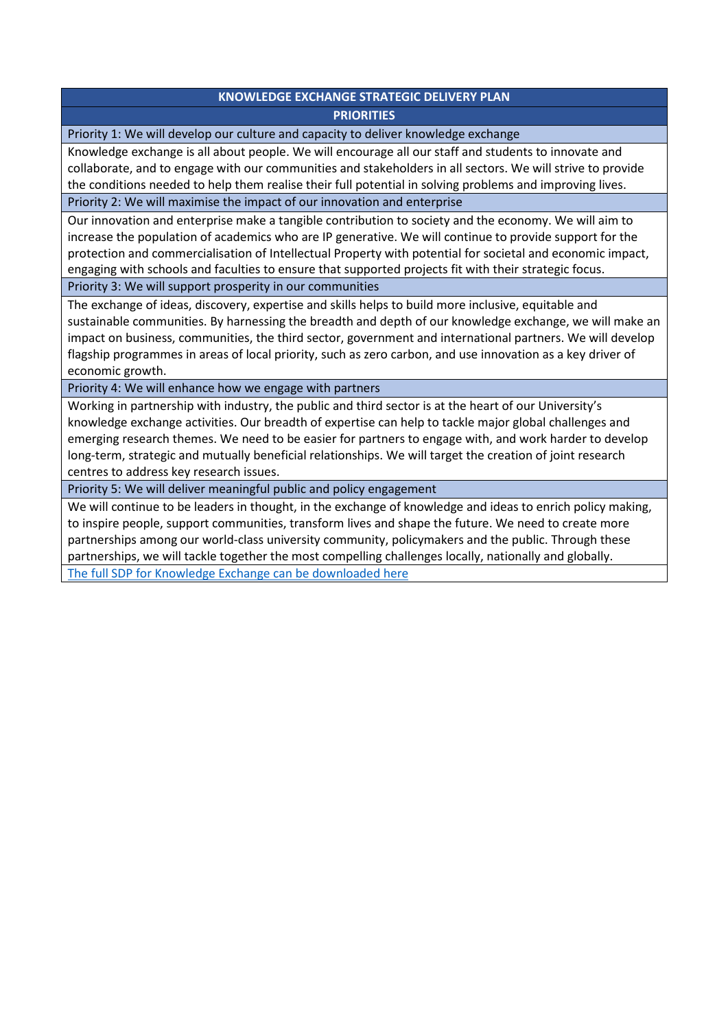| KNOWLEDGE EXCHANGE STRATEGIC DELIVERY PLAN |
| --- |
| **PRIORITIES** |
| Priority 1: We will develop our culture and capacity to deliver knowledge exchange |
| Knowledge exchange is all about people. We will encourage all our staff and students to innovate and collaborate, and to engage with our communities and stakeholders in all sectors. We will strive to provide the conditions needed to help them realise their full potential in solving problems and improving lives. |
| Priority 2: We will maximise the impact of our innovation and enterprise |
| Our innovation and enterprise make a tangible contribution to society and the economy. We will aim to increase the population of academics who are IP generative. We will continue to provide support for the protection and commercialisation of Intellectual Property with potential for societal and economic impact, engaging with schools and faculties to ensure that supported projects fit with their strategic focus. |
| Priority 3: We will support prosperity in our communities |
| The exchange of ideas, discovery, expertise and skills helps to build more inclusive, equitable and sustainable communities. By harnessing the breadth and depth of our knowledge exchange, we will make an impact on business, communities, the third sector, government and international partners. We will develop flagship programmes in areas of local priority, such as zero carbon, and use innovation as a key driver of economic growth. |
| Priority 4: We will enhance how we engage with partners |
| Working in partnership with industry, the public and third sector is at the heart of our University's knowledge exchange activities. Our breadth of expertise can help to tackle major global challenges and emerging research themes. We need to be easier for partners to engage with, and work harder to develop long-term, strategic and mutually beneficial relationships. We will target the creation of joint research centres to address key research issues. |
| Priority 5: We will deliver meaningful public and policy engagement |
| We will continue to be leaders in thought, in the exchange of knowledge and ideas to enrich policy making, to inspire people, support communities, transform lives and shape the future. We need to create more partnerships among our world-class university community, policymakers and the public. Through these partnerships, we will tackle together the most compelling challenges locally, nationally and globally. |
| The full SDP for Knowledge Exchange can be downloaded here |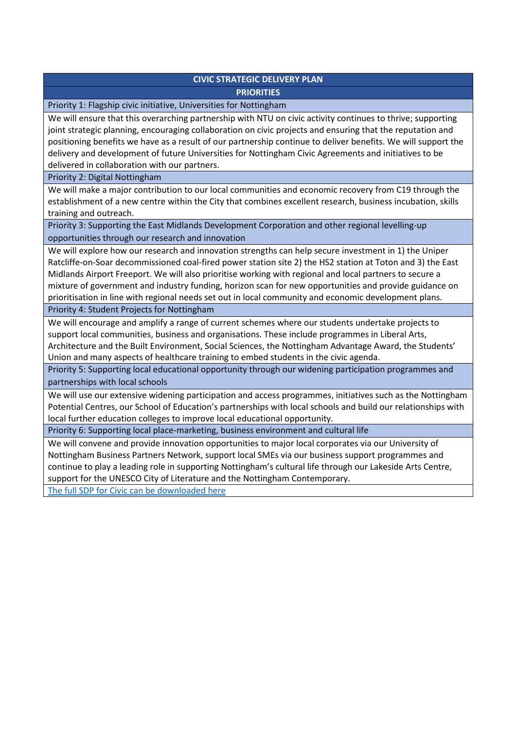| CIVIC STRATEGIC DELIVERY PLAN |
|---|
| **PRIORITIES** |
| Priority 1: Flagship civic initiative, Universities for Nottingham |
| We will ensure that this overarching partnership with NTU on civic activity continues to thrive; supporting joint strategic planning, encouraging collaboration on civic projects and ensuring that the reputation and positioning benefits we have as a result of our partnership continue to deliver benefits. We will support the delivery and development of future Universities for Nottingham Civic Agreements and initiatives to be delivered in collaboration with our partners. |
| Priority 2: Digital Nottingham |
| We will make a major contribution to our local communities and economic recovery from C19 through the establishment of a new centre within the City that combines excellent research, business incubation, skills training and outreach. |
| Priority 3: Supporting the East Midlands Development Corporation and other regional levelling-up opportunities through our research and innovation |
| We will explore how our research and innovation strengths can help secure investment in 1) the Uniper Ratcliffe-on-Soar decommissioned coal-fired power station site 2) the HS2 station at Toton and 3) the East Midlands Airport Freeport. We will also prioritise working with regional and local partners to secure a mixture of government and industry funding, horizon scan for new opportunities and provide guidance on prioritisation in line with regional needs set out in local community and economic development plans. |
| Priority 4: Student Projects for Nottingham |
| We will encourage and amplify a range of current schemes where our students undertake projects to support local communities, business and organisations. These include programmes in Liberal Arts, Architecture and the Built Environment, Social Sciences, the Nottingham Advantage Award, the Students' Union and many aspects of healthcare training to embed students in the civic agenda. |
| Priority 5: Supporting local educational opportunity through our widening participation programmes and partnerships with local schools |
| We will use our extensive widening participation and access programmes, initiatives such as the Nottingham Potential Centres, our School of Education's partnerships with local schools and build our relationships with local further education colleges to improve local educational opportunity. |
| Priority 6: Supporting local place-marketing, business environment and cultural life |
| We will convene and provide innovation opportunities to major local corporates via our University of Nottingham Business Partners Network, support local SMEs via our business support programmes and continue to play a leading role in supporting Nottingham's cultural life through our Lakeside Arts Centre, support for the UNESCO City of Literature and the Nottingham Contemporary. |
| The full SDP for Civic can be downloaded here |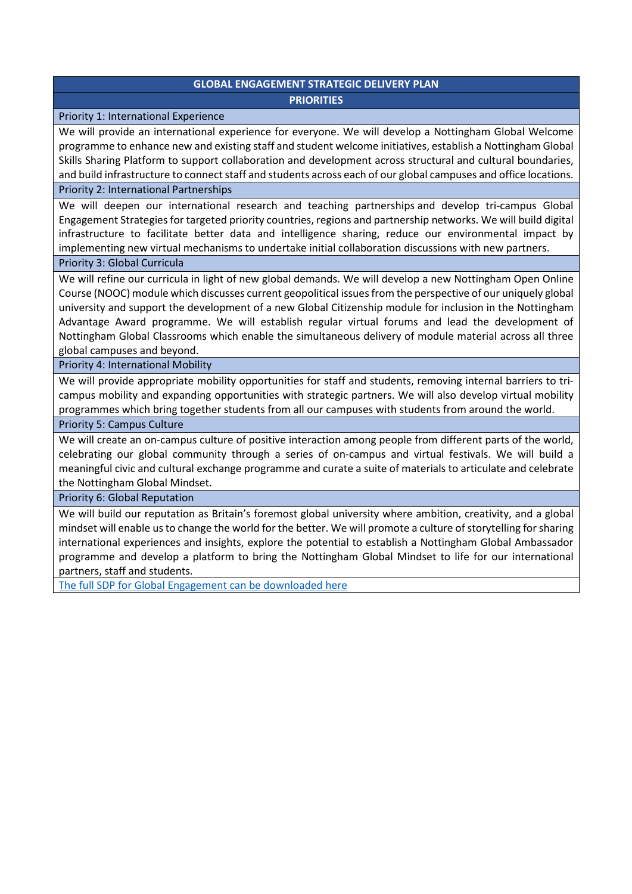| GLOBAL ENGAGEMENT STRATEGIC DELIVERY PLAN |
|---|
| **PRIORITIES** |
| Priority 1: International Experience |
| We will provide an international experience for everyone. We will develop a Nottingham Global Welcome programme to enhance new and existing staff and student welcome initiatives, establish a Nottingham Global Skills Sharing Platform to support collaboration and development across structural and cultural boundaries, and build infrastructure to connect staff and students across each of our global campuses and office locations. |
| Priority 2: International Partnerships |
| We will deepen our international research and teaching partnerships and develop tri-campus Global Engagement Strategies for targeted priority countries, regions and partnership networks. We will build digital infrastructure to facilitate better data and intelligence sharing, reduce our environmental impact by implementing new virtual mechanisms to undertake initial collaboration discussions with new partners. |
| Priority 3: Global Curricula |
| We will refine our curricula in light of new global demands. We will develop a new Nottingham Open Online Course (NOOC) module which discusses current geopolitical issues from the perspective of our uniquely global university and support the development of a new Global Citizenship module for inclusion in the Nottingham Advantage Award programme. We will establish regular virtual forums and lead the development of Nottingham Global Classrooms which enable the simultaneous delivery of module material across all three global campuses and beyond. |
| Priority 4: International Mobility |
| We will provide appropriate mobility opportunities for staff and students, removing internal barriers to tri-campus mobility and expanding opportunities with strategic partners. We will also develop virtual mobility programmes which bring together students from all our campuses with students from around the world. |
| Priority 5: Campus Culture |
| We will create an on-campus culture of positive interaction among people from different parts of the world, celebrating our global community through a series of on-campus and virtual festivals. We will build a meaningful civic and cultural exchange programme and curate a suite of materials to articulate and celebrate the Nottingham Global Mindset. |
| Priority 6: Global Reputation |
| We will build our reputation as Britain's foremost global university where ambition, creativity, and a global mindset will enable us to change the world for the better. We will promote a culture of storytelling for sharing international experiences and insights, explore the potential to establish a Nottingham Global Ambassador programme and develop a platform to bring the Nottingham Global Mindset to life for our international partners, staff and students. |
| The full SDP for Global Engagement can be downloaded here |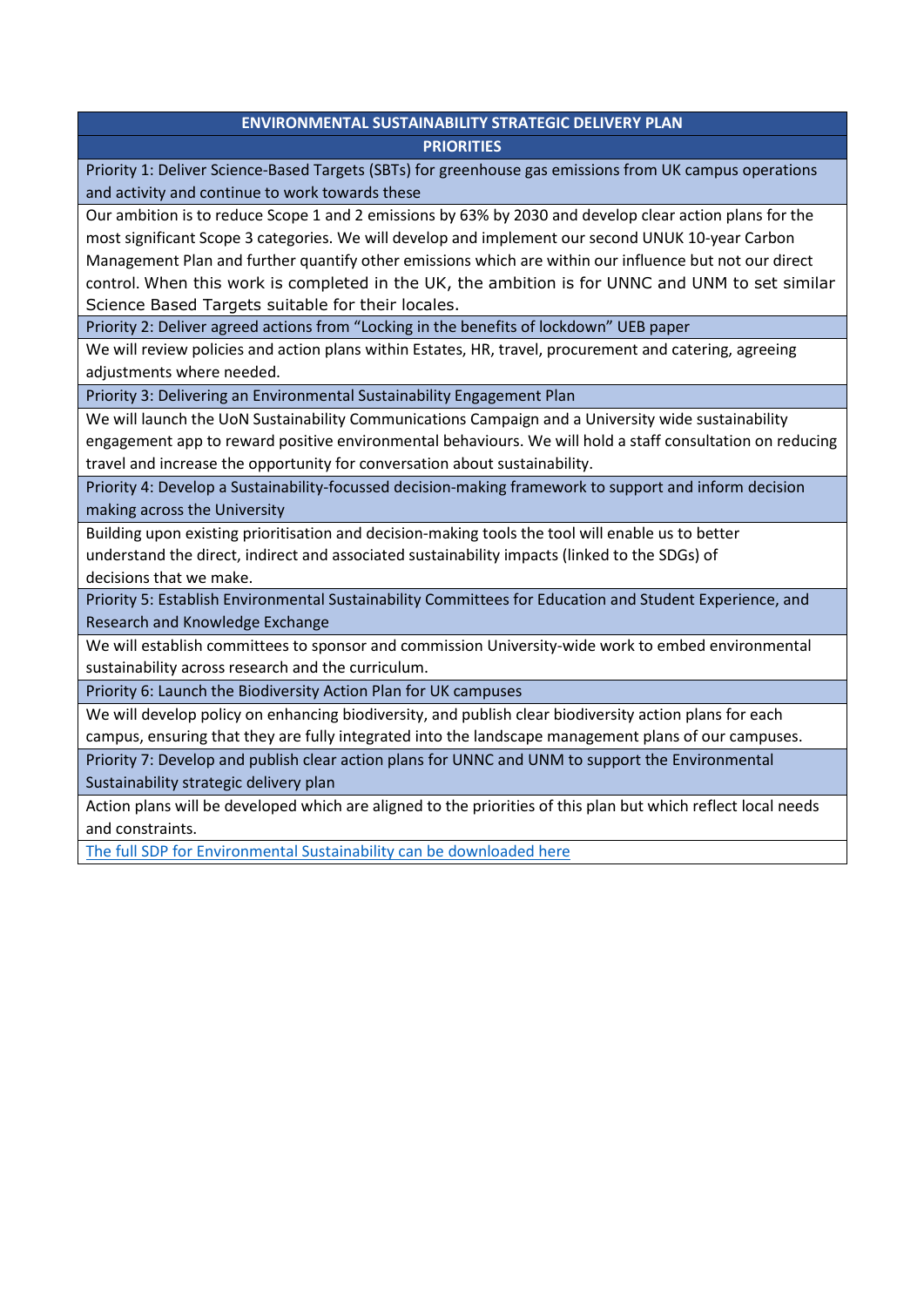| ENVIRONMENTAL SUSTAINABILITY STRATEGIC DELIVERY PLAN |
|---|
| **PRIORITIES** |
| Priority 1: Deliver Science-Based Targets (SBTs) for greenhouse gas emissions from UK campus operations and activity and continue to work towards these |
| Our ambition is to reduce Scope 1 and 2 emissions by 63% by 2030 and develop clear action plans for the most significant Scope 3 categories. We will develop and implement our second UNUK 10-year Carbon Management Plan and further quantify other emissions which are within our influence but not our direct control. When this work is completed in the UK, the ambition is for UNNC and UNM to set similar Science Based Targets suitable for their locales. |
| Priority 2: Deliver agreed actions from "Locking in the benefits of lockdown" UEB paper |
| We will review policies and action plans within Estates, HR, travel, procurement and catering, agreeing adjustments where needed. |
| Priority 3: Delivering an Environmental Sustainability Engagement Plan |
| We will launch the UoN Sustainability Communications Campaign and a University wide sustainability engagement app to reward positive environmental behaviours. We will hold a staff consultation on reducing travel and increase the opportunity for conversation about sustainability. |
| Priority 4: Develop a Sustainability-focussed decision-making framework to support and inform decision making across the University |
| Building upon existing prioritisation and decision-making tools the tool will enable us to better understand the direct, indirect and associated sustainability impacts (linked to the SDGs) of decisions that we make. |
| Priority 5: Establish Environmental Sustainability Committees for Education and Student Experience, and Research and Knowledge Exchange |
| We will establish committees to sponsor and commission University-wide work to embed environmental sustainability across research and the curriculum. |
| Priority 6: Launch the Biodiversity Action Plan for UK campuses |
| We will develop policy on enhancing biodiversity, and publish clear biodiversity action plans for each campus, ensuring that they are fully integrated into the landscape management plans of our campuses. |
| Priority 7: Develop and publish clear action plans for UNNC and UNM to support the Environmental Sustainability strategic delivery plan |
| Action plans will be developed which are aligned to the priorities of this plan but which reflect local needs and constraints. |
| The full SDP for Environmental Sustainability can be downloaded here |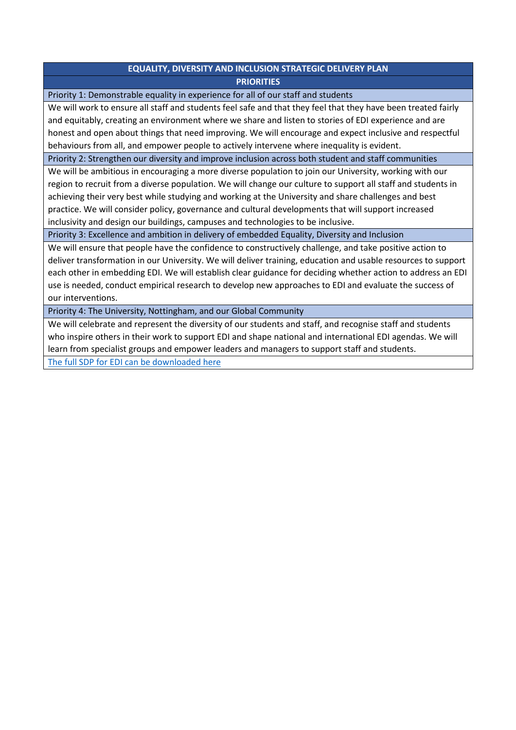| EQUALITY, DIVERSITY AND INCLUSION STRATEGIC DELIVERY PLAN |
| --- |
| **PRIORITIES** |
| Priority 1: Demonstrable equality in experience for all of our staff and students |
| We will work to ensure all staff and students feel safe and that they feel that they have been treated fairly and equitably, creating an environment where we share and listen to stories of EDI experience and are honest and open about things that need improving. We will encourage and expect inclusive and respectful behaviours from all, and empower people to actively intervene where inequality is evident. |
| Priority 2: Strengthen our diversity and improve inclusion across both student and staff communities |
| We will be ambitious in encouraging a more diverse population to join our University, working with our region to recruit from a diverse population. We will change our culture to support all staff and students in achieving their very best while studying and working at the University and share challenges and best practice. We will consider policy, governance and cultural developments that will support increased inclusivity and design our buildings, campuses and technologies to be inclusive. |
| Priority 3: Excellence and ambition in delivery of embedded Equality, Diversity and Inclusion |
| We will ensure that people have the confidence to constructively challenge, and take positive action to deliver transformation in our University. We will deliver training, education and usable resources to support each other in embedding EDI. We will establish clear guidance for deciding whether action to address an EDI use is needed, conduct empirical research to develop new approaches to EDI and evaluate the success of our interventions. |
| Priority 4: The University, Nottingham, and our Global Community |
| We will celebrate and represent the diversity of our students and staff, and recognise staff and students who inspire others in their work to support EDI and shape national and international EDI agendas. We will learn from specialist groups and empower leaders and managers to support staff and students. |
| The full SDP for EDI can be downloaded here |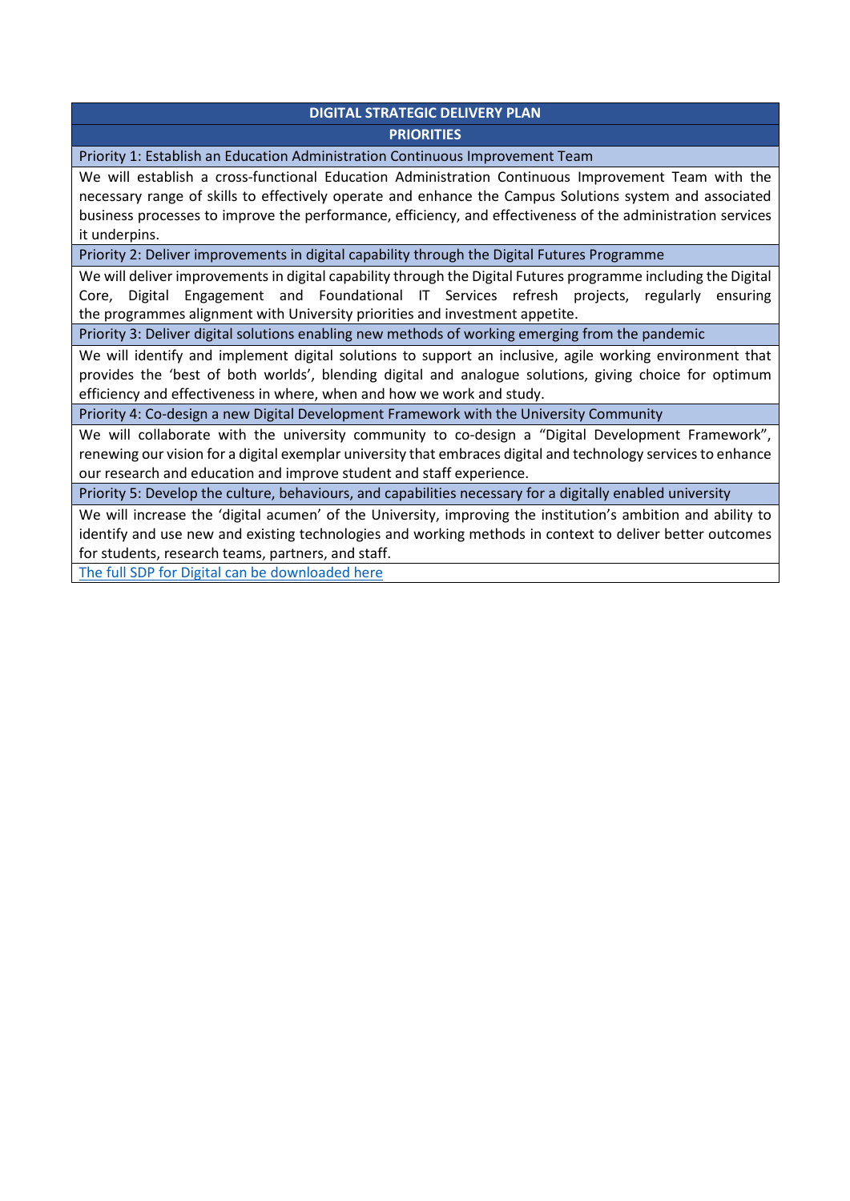| DIGITAL STRATEGIC DELIVERY PLAN |
| --- |
| **PRIORITIES** |
| Priority 1: Establish an Education Administration Continuous Improvement Team |
| We will establish a cross-functional Education Administration Continuous Improvement Team with the necessary range of skills to effectively operate and enhance the Campus Solutions system and associated business processes to improve the performance, efficiency, and effectiveness of the administration services it underpins. |
| Priority 2: Deliver improvements in digital capability through the Digital Futures Programme |
| We will deliver improvements in digital capability through the Digital Futures programme including the Digital Core, Digital Engagement and Foundational IT Services refresh projects, regularly ensuring the programmes alignment with University priorities and investment appetite. |
| Priority 3: Deliver digital solutions enabling new methods of working emerging from the pandemic |
| We will identify and implement digital solutions to support an inclusive, agile working environment that provides the 'best of both worlds', blending digital and analogue solutions, giving choice for optimum efficiency and effectiveness in where, when and how we work and study. |
| Priority 4: Co-design a new Digital Development Framework with the University Community |
| We will collaborate with the university community to co-design a "Digital Development Framework", renewing our vision for a digital exemplar university that embraces digital and technology services to enhance our research and education and improve student and staff experience. |
| Priority 5: Develop the culture, behaviours, and capabilities necessary for a digitally enabled university |
| We will increase the 'digital acumen' of the University, improving the institution's ambition and ability to identify and use new and existing technologies and working methods in context to deliver better outcomes for students, research teams, partners, and staff. |
| The full SDP for Digital can be downloaded here |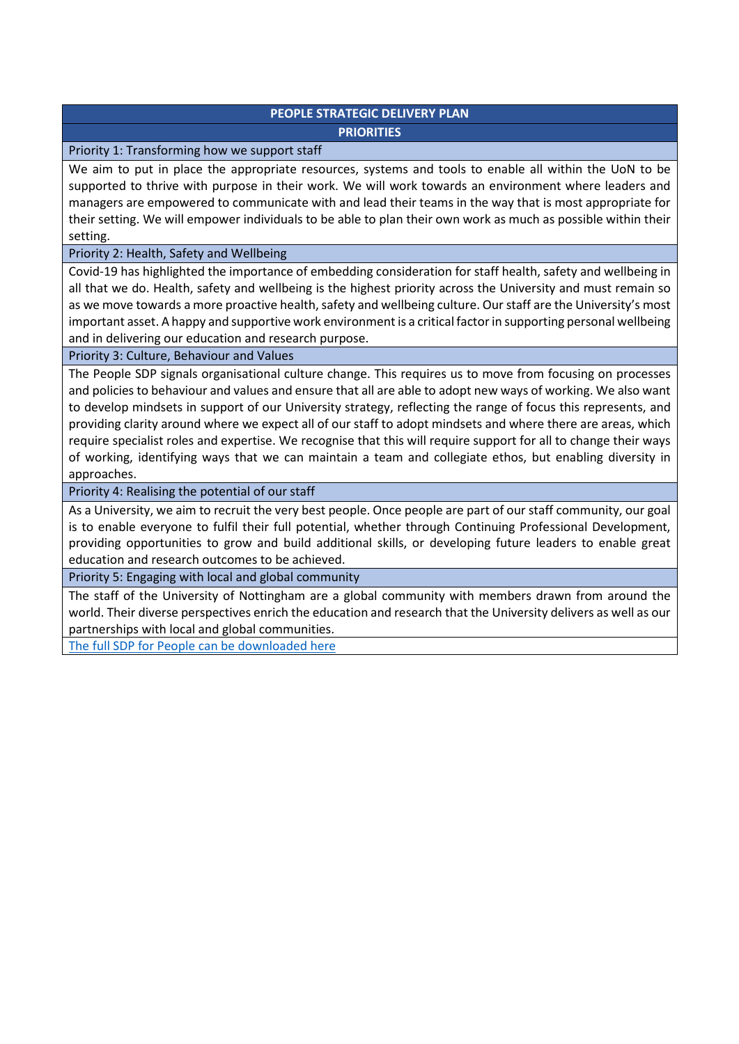| PEOPLE STRATEGIC DELIVERY PLAN |
|---|
| **PRIORITIES** |
| Priority 1: Transforming how we support staff |
| We aim to put in place the appropriate resources, systems and tools to enable all within the UoN to be supported to thrive with purpose in their work. We will work towards an environment where leaders and managers are empowered to communicate with and lead their teams in the way that is most appropriate for their setting. We will empower individuals to be able to plan their own work as much as possible within their setting. |
| Priority 2: Health, Safety and Wellbeing |
| Covid-19 has highlighted the importance of embedding consideration for staff health, safety and wellbeing in all that we do. Health, safety and wellbeing is the highest priority across the University and must remain so as we move towards a more proactive health, safety and wellbeing culture. Our staff are the University's most important asset. A happy and supportive work environment is a critical factor in supporting personal wellbeing and in delivering our education and research purpose. |
| Priority 3: Culture, Behaviour and Values |
| The People SDP signals organisational culture change. This requires us to move from focusing on processes and policies to behaviour and values and ensure that all are able to adopt new ways of working. We also want to develop mindsets in support of our University strategy, reflecting the range of focus this represents, and providing clarity around where we expect all of our staff to adopt mindsets and where there are areas, which require specialist roles and expertise. We recognise that this will require support for all to change their ways of working, identifying ways that we can maintain a team and collegiate ethos, but enabling diversity in approaches. |
| Priority 4: Realising the potential of our staff |
| As a University, we aim to recruit the very best people. Once people are part of our staff community, our goal is to enable everyone to fulfil their full potential, whether through Continuing Professional Development, providing opportunities to grow and build additional skills, or developing future leaders to enable great education and research outcomes to be achieved. |
| Priority 5: Engaging with local and global community |
| The staff of the University of Nottingham are a global community with members drawn from around the world. Their diverse perspectives enrich the education and research that the University delivers as well as our partnerships with local and global communities. |
| The full SDP for People can be downloaded here |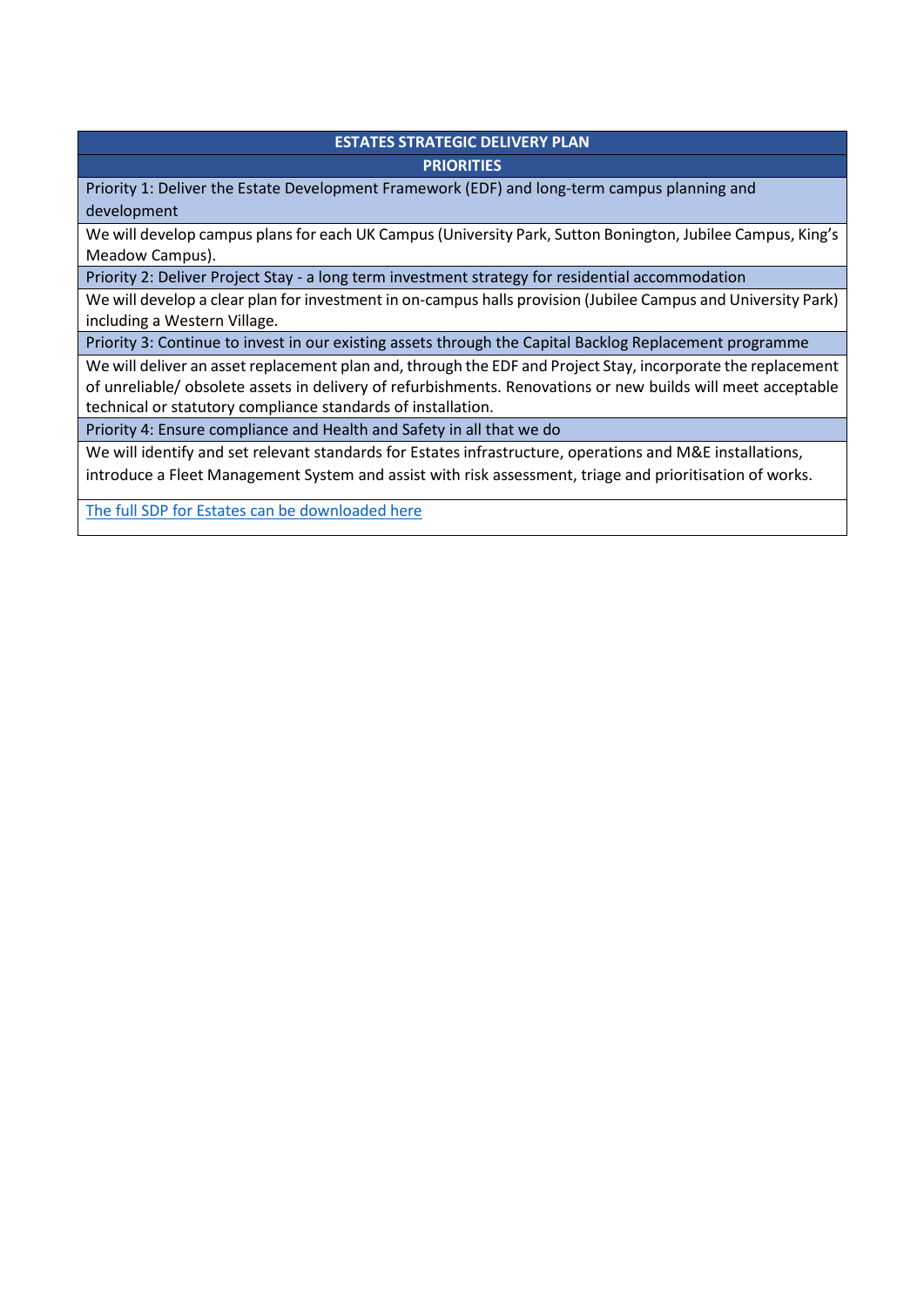| ESTATES STRATEGIC DELIVERY PLAN |
|---|
| **PRIORITIES** |
| Priority 1: Deliver the Estate Development Framework (EDF) and long-term campus planning and development |
| We will develop campus plans for each UK Campus (University Park, Sutton Bonington, Jubilee Campus, King's Meadow Campus). |
| Priority 2: Deliver Project Stay - a long term investment strategy for residential accommodation |
| We will develop a clear plan for investment in on-campus halls provision (Jubilee Campus and University Park) including a Western Village. |
| Priority 3: Continue to invest in our existing assets through the Capital Backlog Replacement programme |
| We will deliver an asset replacement plan and, through the EDF and Project Stay, incorporate the replacement of unreliable/ obsolete assets in delivery of refurbishments. Renovations or new builds will meet acceptable technical or statutory compliance standards of installation. |
| Priority 4: Ensure compliance and Health and Safety in all that we do |
| We will identify and set relevant standards for Estates infrastructure, operations and M&E installations, introduce a Fleet Management System and assist with risk assessment, triage and prioritisation of works. |
| The full SDP for Estates can be downloaded here |